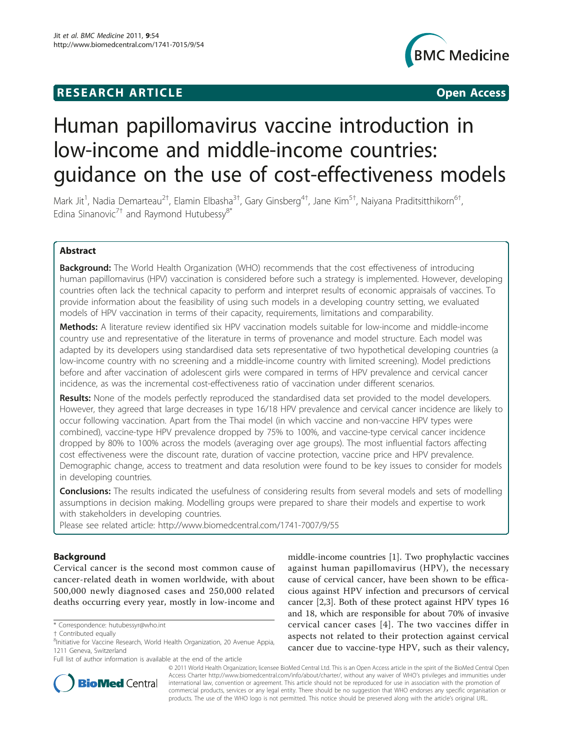RESEARCH ARTICLE Open Access

# Human papillomavirus vaccine introduction in low-income and middle-income countries: guidance on the use of cost-effectiveness models

Mark Jit[1], Nadia Demarteau[2†], Elamin Elbasha[3†], Gary Ginsberg[4†], Jane Kim[5†], Naiyana Praditsitthikorn[6†], Edina Sinanovic[7†] and Raymond Hutubessy[8*]

## Abstract

**Background:** The World Health Organization (WHO) recommends that the cost effectiveness of introducing human papillomavirus (HPV) vaccination is considered before such a strategy is implemented. However, developing countries often lack the technical capacity to perform and interpret results of economic appraisals of vaccines. To provide information about the feasibility of using such models in a developing country setting, we evaluated models of HPV vaccination in terms of their capacity, requirements, limitations and comparability.

**Methods:** A literature review identified six HPV vaccination models suitable for low-income and middle-income country use and representative of the literature in terms of provenance and model structure. Each model was adapted by its developers using standardised data sets representative of two hypothetical developing countries (a low-income country with no screening and a middle-income country with limited screening). Model predictions before and after vaccination of adolescent girls were compared in terms of HPV prevalence and cervical cancer incidence, as was the incremental cost-effectiveness ratio of vaccination under different scenarios.

**Results:** None of the models perfectly reproduced the standardised data set provided to the model developers. However, they agreed that large decreases in type 16/18 HPV prevalence and cervical cancer incidence are likely to occur following vaccination. Apart from the Thai model (in which vaccine and non-vaccine HPV types were combined), vaccine-type HPV prevalence dropped by 75% to 100%, and vaccine-type cervical cancer incidence dropped by 80% to 100% across the models (averaging over age groups). The most influential factors affecting cost effectiveness were the discount rate, duration of vaccine protection, vaccine price and HPV prevalence. Demographic change, access to treatment and data resolution were found to be key issues to consider for models in developing countries.

**Conclusions:** The results indicated the usefulness of considering results from several models and sets of modelling assumptions in decision making. Modelling groups were prepared to share their models and expertise to work with stakeholders in developing countries.

Please see related article: http://www.biomedcentral.com/1741-7007/9/55

## Background

Cervical cancer is the second most common cause of cancer-related death in women worldwide, with about 500,000 newly diagnosed cases and 250,000 related deaths occurring every year, mostly in low-income and middle-income countries [1]. Two prophylactic vaccines against human papillomavirus (HPV), the necessary cause of cervical cancer, have been shown to be efficacious against HPV infection and precursors of cervical cancer [2,3]. Both of these protect against HPV types 16 and 18, which are responsible for about 70% of invasive cervical cancer cases [4]. The two vaccines differ in aspects not related to their protection against cervical cancer due to vaccine-type HPV, such as their valency,

\* Correspondence: hutubessyr@who.int

† Contributed equally

[8]Initiative for Vaccine Research, World Health Organization, 20 Avenue Appia, 1211 Geneva, Switzerland

Full list of author information is available at the end of the article

© 2011 World Health Organization; licensee BioMed Central Ltd. This is an Open Access article in the spirit of the BioMed Central Open Access Charter http://www.biomedcentral.com/info/about/charter/, without any waiver of WHO's privileges and immunities under international law, convention or agreement. This article should not be reproduced for use in association with the promotion of commercial products, services or any legal entity. There should be no suggestion that WHO endorses any specific organisation or products. The use of the WHO logo is not permitted. This notice should be preserved along with the article's original URL.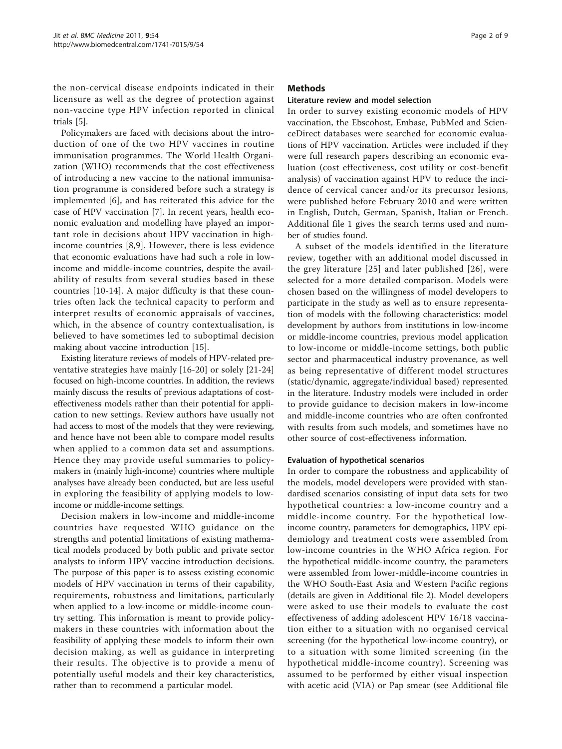the non-cervical disease endpoints indicated in their licensure as well as the degree of protection against non-vaccine type HPV infection reported in clinical trials [5].

Policymakers are faced with decisions about the introduction of one of the two HPV vaccines in routine immunisation programmes. The World Health Organization (WHO) recommends that the cost effectiveness of introducing a new vaccine to the national immunisation programme is considered before such a strategy is implemented [6], and has reiterated this advice for the case of HPV vaccination [7]. In recent years, health economic evaluation and modelling have played an important role in decisions about HPV vaccination in high-income countries [8,9]. However, there is less evidence that economic evaluations have had such a role in low-income and middle-income countries, despite the availability of results from several studies based in these countries [10-14]. A major difficulty is that these countries often lack the technical capacity to perform and interpret results of economic appraisals of vaccines, which, in the absence of country contextualisation, is believed to have sometimes led to suboptimal decision making about vaccine introduction [15].

Existing literature reviews of models of HPV-related preventative strategies have mainly [16-20] or solely [21-24] focused on high-income countries. In addition, the reviews mainly discuss the results of previous adaptations of cost-effectiveness models rather than their potential for application to new settings. Review authors have usually not had access to most of the models that they were reviewing, and hence have not been able to compare model results when applied to a common data set and assumptions. Hence they may provide useful summaries to policymakers in (mainly high-income) countries where multiple analyses have already been conducted, but are less useful in exploring the feasibility of applying models to low-income or middle-income settings.

Decision makers in low-income and middle-income countries have requested WHO guidance on the strengths and potential limitations of existing mathematical models produced by both public and private sector analysts to inform HPV vaccine introduction decisions. The purpose of this paper is to assess existing economic models of HPV vaccination in terms of their capability, requirements, robustness and limitations, particularly when applied to a low-income or middle-income country setting. This information is meant to provide policymakers in these countries with information about the feasibility of applying these models to inform their own decision making, as well as guidance in interpreting their results. The objective is to provide a menu of potentially useful models and their key characteristics, rather than to recommend a particular model.

## Methods

### Literature review and model selection

In order to survey existing economic models of HPV vaccination, the Ebscohost, Embase, PubMed and ScienceDirect databases were searched for economic evaluations of HPV vaccination. Articles were included if they were full research papers describing an economic evaluation (cost effectiveness, cost utility or cost-benefit analysis) of vaccination against HPV to reduce the incidence of cervical cancer and/or its precursor lesions, were published before February 2010 and were written in English, Dutch, German, Spanish, Italian or French. Additional file 1 gives the search terms used and number of studies found.

A subset of the models identified in the literature review, together with an additional model discussed in the grey literature [25] and later published [26], were selected for a more detailed comparison. Models were chosen based on the willingness of model developers to participate in the study as well as to ensure representation of models with the following characteristics: model development by authors from institutions in low-income or middle-income countries, previous model application to low-income or middle-income settings, both public sector and pharmaceutical industry provenance, as well as being representative of different model structures (static/dynamic, aggregate/individual based) represented in the literature. Industry models were included in order to provide guidance to decision makers in low-income and middle-income countries who are often confronted with results from such models, and sometimes have no other source of cost-effectiveness information.

### Evaluation of hypothetical scenarios

In order to compare the robustness and applicability of the models, model developers were provided with standardised scenarios consisting of input data sets for two hypothetical countries: a low-income country and a middle-income country. For the hypothetical low-income country, parameters for demographics, HPV epidemiology and treatment costs were assembled from low-income countries in the WHO Africa region. For the hypothetical middle-income country, the parameters were assembled from lower-middle-income countries in the WHO South-East Asia and Western Pacific regions (details are given in Additional file 2). Model developers were asked to use their models to evaluate the cost effectiveness of adding adolescent HPV 16/18 vaccination either to a situation with no organised cervical screening (for the hypothetical low-income country), or to a situation with some limited screening (in the hypothetical middle-income country). Screening was assumed to be performed by either visual inspection with acetic acid (VIA) or Pap smear (see Additional file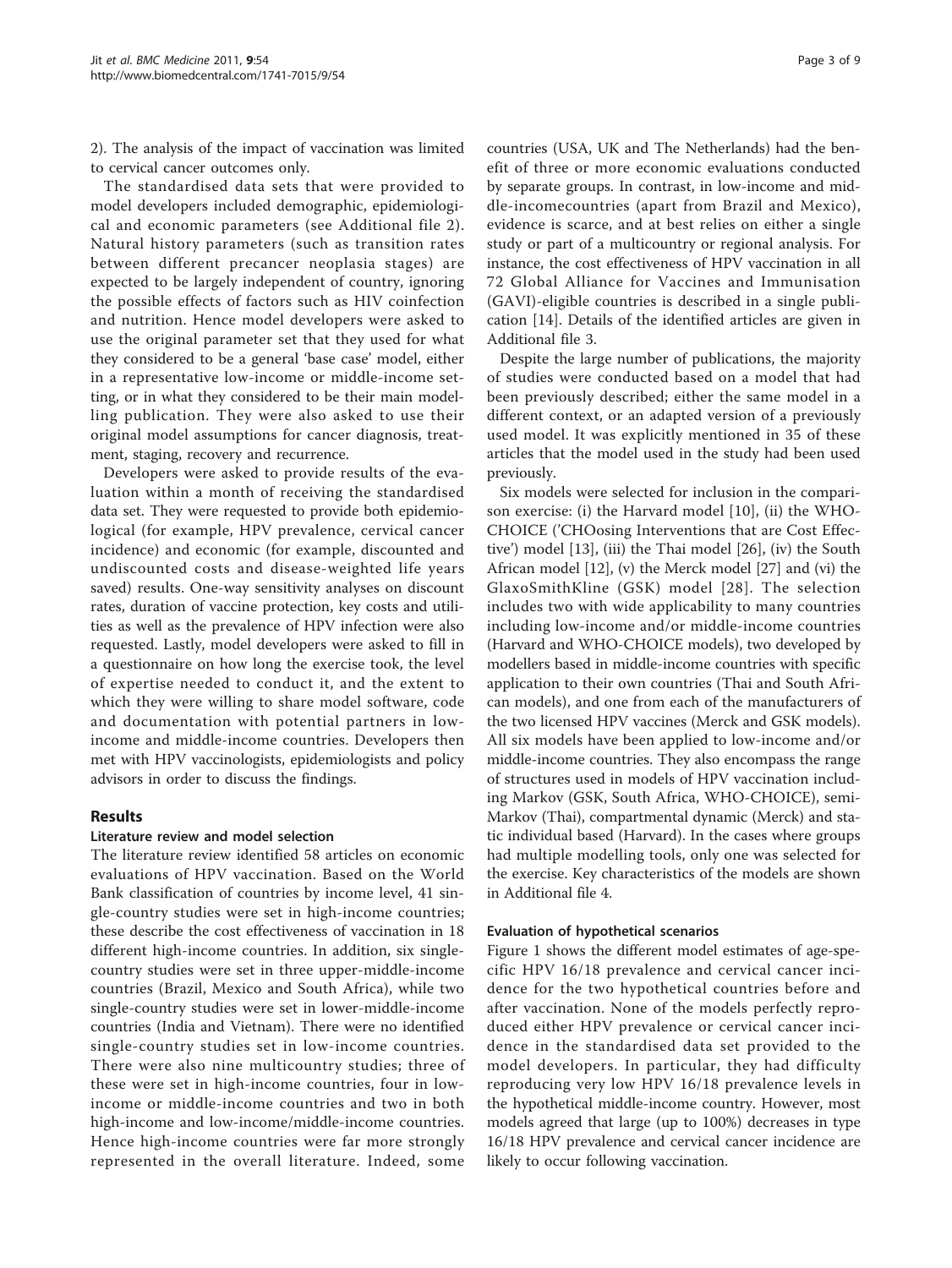2). The analysis of the impact of vaccination was limited to cervical cancer outcomes only.

The standardised data sets that were provided to model developers included demographic, epidemiological and economic parameters (see Additional file 2). Natural history parameters (such as transition rates between different precancer neoplasia stages) are expected to be largely independent of country, ignoring the possible effects of factors such as HIV coinfection and nutrition. Hence model developers were asked to use the original parameter set that they used for what they considered to be a general 'base case' model, either in a representative low-income or middle-income setting, or in what they considered to be their main modelling publication. They were also asked to use their original model assumptions for cancer diagnosis, treatment, staging, recovery and recurrence.

Developers were asked to provide results of the evaluation within a month of receiving the standardised data set. They were requested to provide both epidemiological (for example, HPV prevalence, cervical cancer incidence) and economic (for example, discounted and undiscounted costs and disease-weighted life years saved) results. One-way sensitivity analyses on discount rates, duration of vaccine protection, key costs and utilities as well as the prevalence of HPV infection were also requested. Lastly, model developers were asked to fill in a questionnaire on how long the exercise took, the level of expertise needed to conduct it, and the extent to which they were willing to share model software, code and documentation with potential partners in low-income and middle-income countries. Developers then met with HPV vaccinologists, epidemiologists and policy advisors in order to discuss the findings.

## Results

### Literature review and model selection

The literature review identified 58 articles on economic evaluations of HPV vaccination. Based on the World Bank classification of countries by income level, 41 single-country studies were set in high-income countries; these describe the cost effectiveness of vaccination in 18 different high-income countries. In addition, six single-country studies were set in three upper-middle-income countries (Brazil, Mexico and South Africa), while two single-country studies were set in lower-middle-income countries (India and Vietnam). There were no identified single-country studies set in low-income countries. There were also nine multicountry studies; three of these were set in high-income countries, four in low-income or middle-income countries and two in both high-income and low-income/middle-income countries. Hence high-income countries were far more strongly represented in the overall literature. Indeed, some countries (USA, UK and The Netherlands) had the benefit of three or more economic evaluations conducted by separate groups. In contrast, in low-income and middle-incomecountries (apart from Brazil and Mexico), evidence is scarce, and at best relies on either a single study or part of a multicountry or regional analysis. For instance, the cost effectiveness of HPV vaccination in all 72 Global Alliance for Vaccines and Immunisation (GAVI)-eligible countries is described in a single publication [14]. Details of the identified articles are given in Additional file 3.

Despite the large number of publications, the majority of studies were conducted based on a model that had been previously described; either the same model in a different context, or an adapted version of a previously used model. It was explicitly mentioned in 35 of these articles that the model used in the study had been used previously.

Six models were selected for inclusion in the comparison exercise: (i) the Harvard model [10], (ii) the WHO-CHOICE ('CHOosing Interventions that are Cost Effective') model [13], (iii) the Thai model [26], (iv) the South African model [12], (v) the Merck model [27] and (vi) the GlaxoSmithKline (GSK) model [28]. The selection includes two with wide applicability to many countries including low-income and/or middle-income countries (Harvard and WHO-CHOICE models), two developed by modellers based in middle-income countries with specific application to their own countries (Thai and South African models), and one from each of the manufacturers of the two licensed HPV vaccines (Merck and GSK models). All six models have been applied to low-income and/or middle-income countries. They also encompass the range of structures used in models of HPV vaccination including Markov (GSK, South Africa, WHO-CHOICE), semi-Markov (Thai), compartmental dynamic (Merck) and static individual based (Harvard). In the cases where groups had multiple modelling tools, only one was selected for the exercise. Key characteristics of the models are shown in Additional file 4.

### Evaluation of hypothetical scenarios

Figure 1 shows the different model estimates of age-specific HPV 16/18 prevalence and cervical cancer incidence for the two hypothetical countries before and after vaccination. None of the models perfectly reproduced either HPV prevalence or cervical cancer incidence in the standardised data set provided to the model developers. In particular, they had difficulty reproducing very low HPV 16/18 prevalence levels in the hypothetical middle-income country. However, most models agreed that large (up to 100%) decreases in type 16/18 HPV prevalence and cervical cancer incidence are likely to occur following vaccination.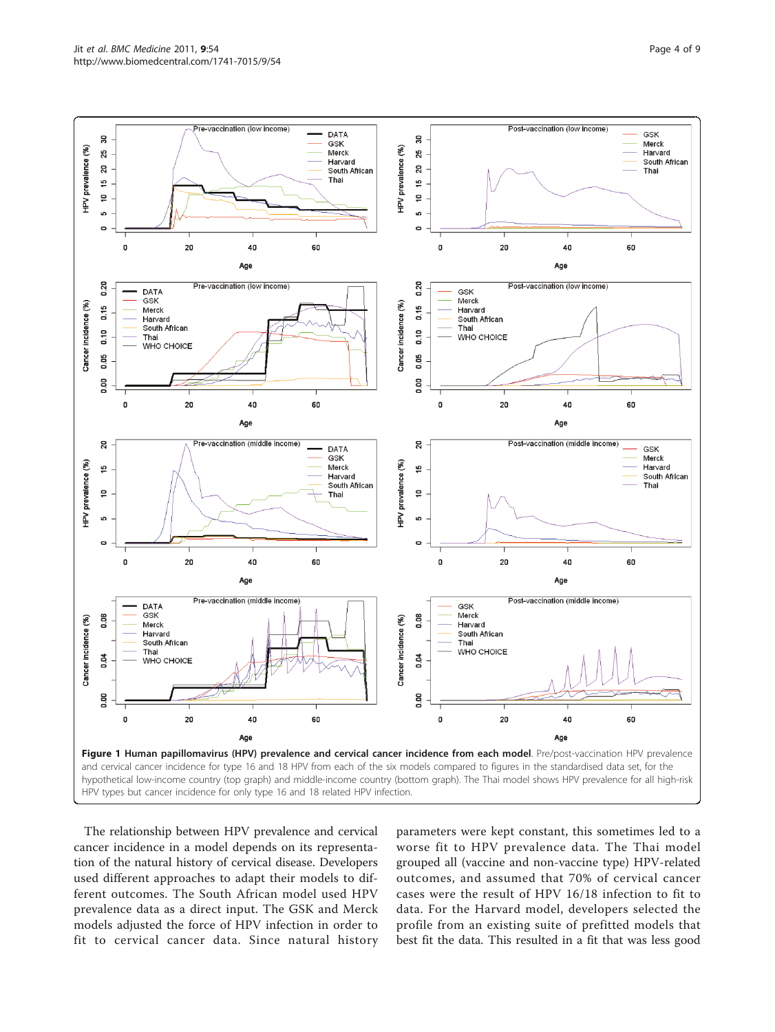**Figure 1 Human papillomavirus (HPV) prevalence and cervical cancer incidence from each model**. Pre/post-vaccination HPV prevalence and cervical cancer incidence for type 16 and 18 HPV from each of the six models compared to figures in the standardised data set, for the hypothetical low-income country (top graph) and middle-income country (bottom graph). The Thai model shows HPV prevalence for all high-risk HPV types but cancer incidence for only type 16 and 18 related HPV infection.

The relationship between HPV prevalence and cervical cancer incidence in a model depends on its representation of the natural history of cervical disease. Developers used different approaches to adapt their models to different outcomes. The South African model used HPV prevalence data as a direct input. The GSK and Merck models adjusted the force of HPV infection in order to fit to cervical cancer data. Since natural history parameters were kept constant, this sometimes led to a worse fit to HPV prevalence data. The Thai model grouped all (vaccine and non-vaccine type) HPV-related outcomes, and assumed that 70% of cervical cancer cases were the result of HPV 16/18 infection to fit to data. For the Harvard model, developers selected the profile from an existing suite of prefitted models that best fit the data. This resulted in a fit that was less good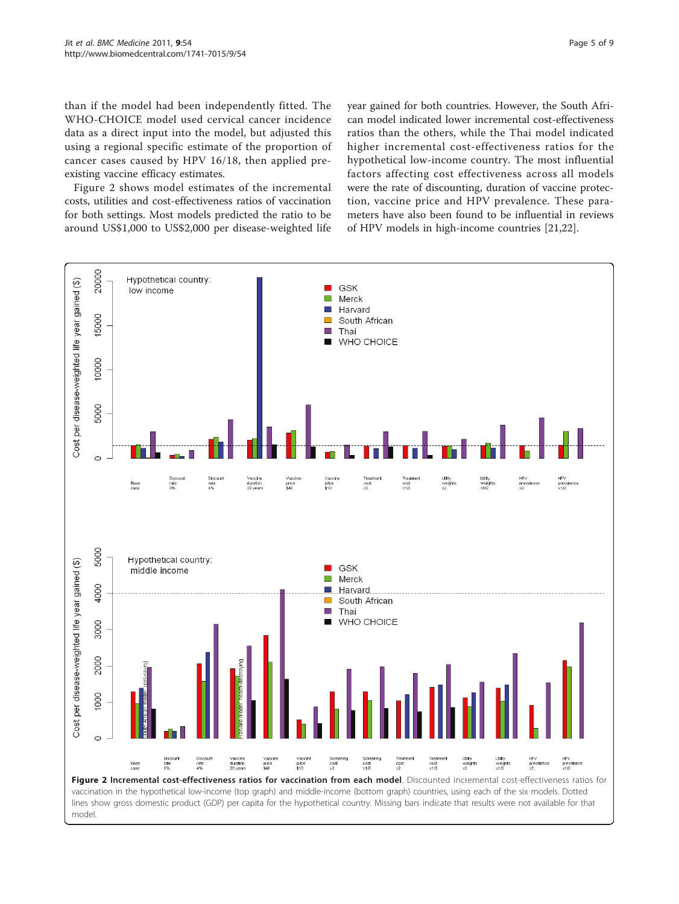than if the model had been independently fitted. The WHO-CHOICE model used cervical cancer incidence data as a direct input into the model, but adjusted this using a regional specific estimate of the proportion of cancer cases caused by HPV 16/18, then applied pre-existing vaccine efficacy estimates.

Figure 2 shows model estimates of the incremental costs, utilities and cost-effectiveness ratios of vaccination for both settings. Most models predicted the ratio to be around US$1,000 to US$2,000 per disease-weighted life year gained for both countries. However, the South African model indicated lower incremental cost-effectiveness ratios than the others, while the Thai model indicated higher incremental cost-effectiveness ratios for the hypothetical low-income country. The most influential factors affecting cost effectiveness across all models were the rate of discounting, duration of vaccine protection, vaccine price and HPV prevalence. These parameters have also been found to be influential in reviews of HPV models in high-income countries [21,22].

**Figure 2 Incremental cost-effectiveness ratios for vaccination from each model**. Discounted incremental cost-effectiveness ratios for vaccination in the hypothetical low-income (top graph) and middle-income (bottom graph) countries, using each of the six models. Dotted lines show gross domestic product (GDP) per capita for the hypothetical country. Missing bars indicate that results were not available for that model.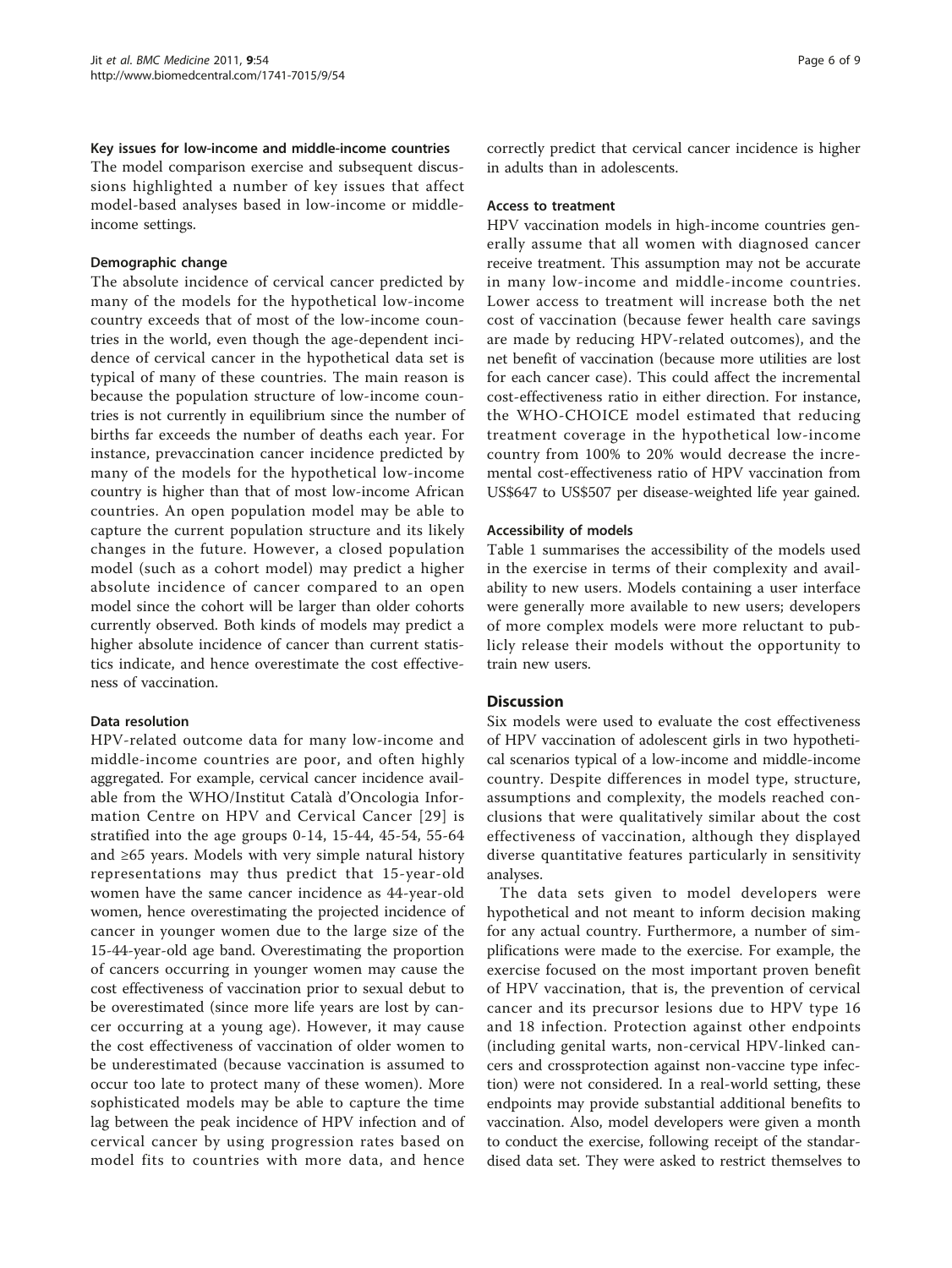### Key issues for low-income and middle-income countries

The model comparison exercise and subsequent discussions highlighted a number of key issues that affect model-based analyses based in low-income or middle-income settings.

#### Demographic change

The absolute incidence of cervical cancer predicted by many of the models for the hypothetical low-income country exceeds that of most of the low-income countries in the world, even though the age-dependent incidence of cervical cancer in the hypothetical data set is typical of many of these countries. The main reason is because the population structure of low-income countries is not currently in equilibrium since the number of births far exceeds the number of deaths each year. For instance, prevaccination cancer incidence predicted by many of the models for the hypothetical low-income country is higher than that of most low-income African countries. An open population model may be able to capture the current population structure and its likely changes in the future. However, a closed population model (such as a cohort model) may predict a higher absolute incidence of cancer compared to an open model since the cohort will be larger than older cohorts currently observed. Both kinds of models may predict a higher absolute incidence of cancer than current statistics indicate, and hence overestimate the cost effectiveness of vaccination.

#### Data resolution

HPV-related outcome data for many low-income and middle-income countries are poor, and often highly aggregated. For example, cervical cancer incidence available from the WHO/Institut Català d'Oncologia Information Centre on HPV and Cervical Cancer [29] is stratified into the age groups 0-14, 15-44, 45-54, 55-64 and ≥65 years. Models with very simple natural history representations may thus predict that 15-year-old women have the same cancer incidence as 44-year-old women, hence overestimating the projected incidence of cancer in younger women due to the large size of the 15-44-year-old age band. Overestimating the proportion of cancers occurring in younger women may cause the cost effectiveness of vaccination prior to sexual debut to be overestimated (since more life years are lost by cancer occurring at a young age). However, it may cause the cost effectiveness of vaccination of older women to be underestimated (because vaccination is assumed to occur too late to protect many of these women). More sophisticated models may be able to capture the time lag between the peak incidence of HPV infection and of cervical cancer by using progression rates based on model fits to countries with more data, and hence correctly predict that cervical cancer incidence is higher in adults than in adolescents.

#### Access to treatment

HPV vaccination models in high-income countries generally assume that all women with diagnosed cancer receive treatment. This assumption may not be accurate in many low-income and middle-income countries. Lower access to treatment will increase both the net cost of vaccination (because fewer health care savings are made by reducing HPV-related outcomes), and the net benefit of vaccination (because more utilities are lost for each cancer case). This could affect the incremental cost-effectiveness ratio in either direction. For instance, the WHO-CHOICE model estimated that reducing treatment coverage in the hypothetical low-income country from 100% to 20% would decrease the incremental cost-effectiveness ratio of HPV vaccination from US\$647 to US\$507 per disease-weighted life year gained.

#### Accessibility of models

Table 1 summarises the accessibility of the models used in the exercise in terms of their complexity and availability to new users. Models containing a user interface were generally more available to new users; developers of more complex models were more reluctant to publicly release their models without the opportunity to train new users.

## Discussion

Six models were used to evaluate the cost effectiveness of HPV vaccination of adolescent girls in two hypothetical scenarios typical of a low-income and middle-income country. Despite differences in model type, structure, assumptions and complexity, the models reached conclusions that were qualitatively similar about the cost effectiveness of vaccination, although they displayed diverse quantitative features particularly in sensitivity analyses.

The data sets given to model developers were hypothetical and not meant to inform decision making for any actual country. Furthermore, a number of simplifications were made to the exercise. For example, the exercise focused on the most important proven benefit of HPV vaccination, that is, the prevention of cervical cancer and its precursor lesions due to HPV type 16 and 18 infection. Protection against other endpoints (including genital warts, non-cervical HPV-linked cancers and crossprotection against non-vaccine type infection) were not considered. In a real-world setting, these endpoints may provide substantial additional benefits to vaccination. Also, model developers were given a month to conduct the exercise, following receipt of the standardised data set. They were asked to restrict themselves to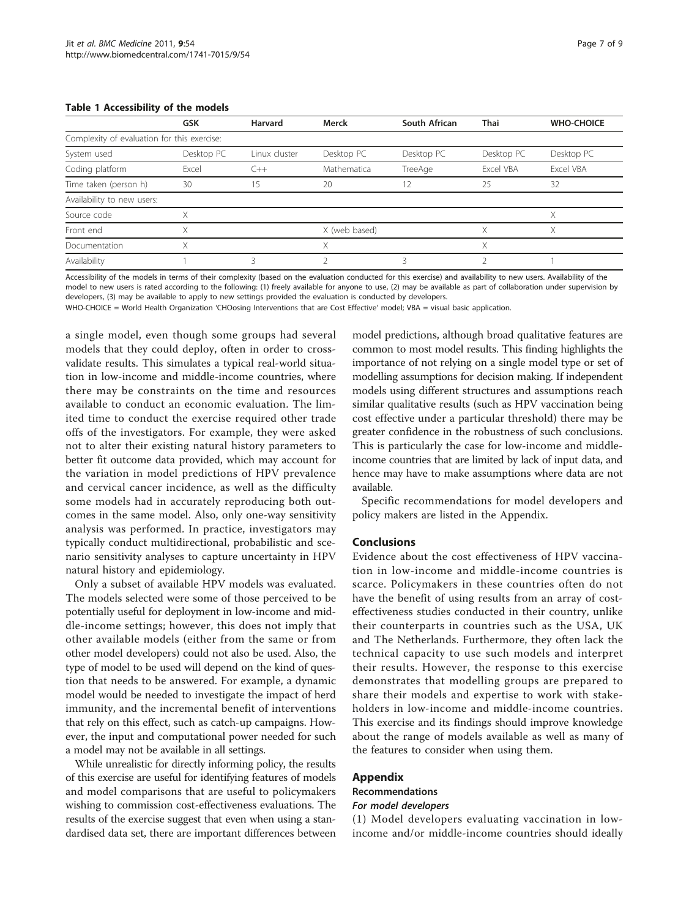**Table 1 Accessibility of the models**

| | GSK | Harvard | Merck | South African | Thai | WHO-CHOICE |
|---|---|---|---|---|---|---|
| Complexity of evaluation for this exercise: | | | | | | |
| System used | Desktop PC | Linux cluster | Desktop PC | Desktop PC | Desktop PC | Desktop PC |
| Coding platform | Excel | C++ | Mathematica | TreeAge | Excel VBA | Excel VBA |
| Time taken (person h) | 30 | 15 | 20 | 12 | 25 | 32 |
| Availability to new users: | | | | | | |
| Source code | X | | | | | X |
| Front end | X | | X (web based) | | X | X |
| Documentation | X | | X | | X | |
| Availability | 1 | 3 | 2 | 3 | 2 | 1 |

Accessibility of the models in terms of their complexity (based on the evaluation conducted for this exercise) and availability to new users. Availability of the model to new users is rated according to the following: (1) freely available for anyone to use, (2) may be available as part of collaboration under supervision by developers, (3) may be available to apply to new settings provided the evaluation is conducted by developers.

WHO-CHOICE = World Health Organization 'CHOosing Interventions that are Cost Effective' model; VBA = visual basic application.

a single model, even though some groups had several models that they could deploy, often in order to cross-validate results. This simulates a typical real-world situation in low-income and middle-income countries, where there may be constraints on the time and resources available to conduct an economic evaluation. The limited time to conduct the exercise required other trade offs of the investigators. For example, they were asked not to alter their existing natural history parameters to better fit outcome data provided, which may account for the variation in model predictions of HPV prevalence and cervical cancer incidence, as well as the difficulty some models had in accurately reproducing both outcomes in the same model. Also, only one-way sensitivity analysis was performed. In practice, investigators may typically conduct multidirectional, probabilistic and scenario sensitivity analyses to capture uncertainty in HPV natural history and epidemiology.

Only a subset of available HPV models was evaluated. The models selected were some of those perceived to be potentially useful for deployment in low-income and middle-income settings; however, this does not imply that other available models (either from the same or from other model developers) could not also be used. Also, the type of model to be used will depend on the kind of question that needs to be answered. For example, a dynamic model would be needed to investigate the impact of herd immunity, and the incremental benefit of interventions that rely on this effect, such as catch-up campaigns. However, the input and computational power needed for such a model may not be available in all settings.

While unrealistic for directly informing policy, the results of this exercise are useful for identifying features of models and model comparisons that are useful to policymakers wishing to commission cost-effectiveness evaluations. The results of the exercise suggest that even when using a standardised data set, there are important differences between model predictions, although broad qualitative features are common to most model results. This finding highlights the importance of not relying on a single model type or set of modelling assumptions for decision making. If independent models using different structures and assumptions reach similar qualitative results (such as HPV vaccination being cost effective under a particular threshold) there may be greater confidence in the robustness of such conclusions. This is particularly the case for low-income and middle-income countries that are limited by lack of input data, and hence may have to make assumptions where data are not available.

Specific recommendations for model developers and policy makers are listed in the Appendix.

## Conclusions

Evidence about the cost effectiveness of HPV vaccination in low-income and middle-income countries is scarce. Policymakers in these countries often do not have the benefit of using results from an array of cost-effectiveness studies conducted in their country, unlike their counterparts in countries such as the USA, UK and The Netherlands. Furthermore, they often lack the technical capacity to use such models and interpret their results. However, the response to this exercise demonstrates that modelling groups are prepared to share their models and expertise to work with stakeholders in low-income and middle-income countries. This exercise and its findings should improve knowledge about the range of models available as well as many of the features to consider when using them.

## Appendix

### Recommendations

#### *For model developers*

(1) Model developers evaluating vaccination in low-income and/or middle-income countries should ideally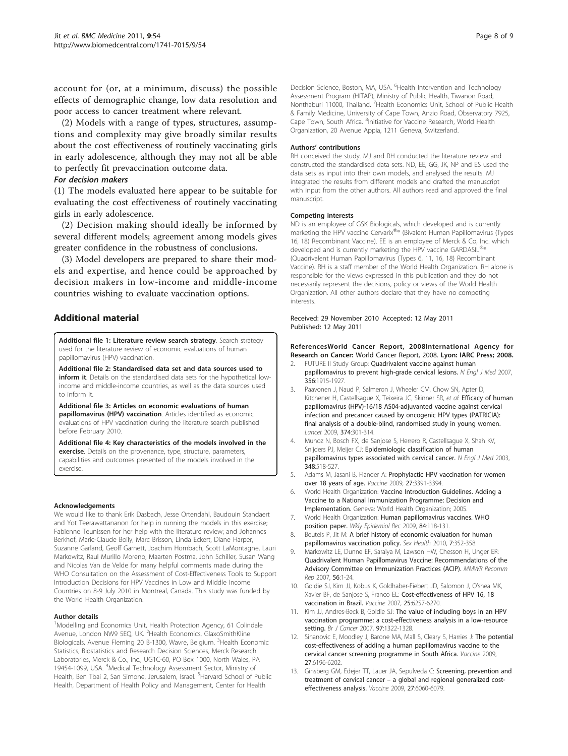account for (or, at a minimum, discuss) the possible effects of demographic change, low data resolution and poor access to cancer treatment where relevant.

(2) Models with a range of types, structures, assumptions and complexity may give broadly similar results about the cost effectiveness of routinely vaccinating girls in early adolescence, although they may not all be able to perfectly fit prevaccination outcome data.

### *For decision makers*

(1) The models evaluated here appear to be suitable for evaluating the cost effectiveness of routinely vaccinating girls in early adolescence.

(2) Decision making should ideally be informed by several different models; agreement among models gives greater confidence in the robustness of conclusions.

(3) Model developers are prepared to share their models and expertise, and hence could be approached by decision makers in low-income and middle-income countries wishing to evaluate vaccination options.

## Additional material

**Additional file 1: Literature review search strategy**. Search strategy used for the literature review of economic evaluations of human papillomavirus (HPV) vaccination.

**Additional file 2: Standardised data set and data sources used to inform it**. Details on the standardised data sets for the hypothetical low-income and middle-income countries, as well as the data sources used to inform it.

**Additional file 3: Articles on economic evaluations of human papillomavirus (HPV) vaccination**. Articles identified as economic evaluations of HPV vaccination during the literature search published before February 2010.

**Additional file 4: Key characteristics of the models involved in the exercise**. Details on the provenance, type, structure, parameters, capabilities and outcomes presented of the models involved in the exercise.

#### Acknowledgements

We would like to thank Erik Dasbach, Jesse Ortendahl, Baudouin Standaert and Yot Teerawattananon for help in running the models in this exercise; Fabienne Teunissen for her help with the literature review; and Johannes Berkhof, Marie-Claude Boily, Marc Brisson, Linda Eckert, Diane Harper, Suzanne Garland, Geoff Garnett, Joachim Hombach, Scott LaMontagne, Lauri Markowitz, Raul Murillo Moreno, Maarten Postma, John Schiller, Susan Wang and Nicolas Van de Velde for many helpful comments made during the WHO Consultation on the Assessment of Cost-Effectiveness Tools to Support Introduction Decisions for HPV Vaccines in Low and Middle Income Countries on 8-9 July 2010 in Montreal, Canada. This study was funded by the World Health Organization.

#### Author details

[1]Modelling and Economics Unit, Health Protection Agency, 61 Colindale Avenue, London NW9 5EQ, UK. [2]Health Economics, GlaxoSmithKline Biologicals, Avenue Fleming 20 B-1300, Wavre, Belgium. [3]Health Economic Statistics, Biostatistics and Research Decision Sciences, Merck Research Laboratories, Merck & Co., Inc., UG1C-60, PO Box 1000, North Wales, PA 19454-1099, USA. [4]Medical Technology Assessment Sector, Ministry of Health, Ben Tbai 2, San Simone, Jerusalem, Israel. [5]Harvard School of Public Health, Department of Health Policy and Management, Center for Health Decision Science, Boston, MA, USA. [6]Health Intervention and Technology Assessment Program (HITAP), Ministry of Public Health, Tiwanon Road, Nonthaburi 11000, Thailand. [7]Health Economics Unit, School of Public Health & Family Medicine, University of Cape Town, Anzio Road, Observatory 7925, Cape Town, South Africa. [8]Initiative for Vaccine Research, World Health Organization, 20 Avenue Appia, 1211 Geneva, Switzerland.

#### Authors' contributions

RH conceived the study. MJ and RH conducted the literature review and constructed the standardised data sets. ND, EE, GG, JK, NP and ES used the data sets as input into their own models, and analysed the results. MJ integrated the results from different models and drafted the manuscript with input from the other authors. All authors read and approved the final manuscript.

#### Competing interests

ND is an employee of GSK Biologicals, which developed and is currently marketing the HPV vaccine Cervarix®® (Bivalent Human Papillomavirus (Types 16, 18) Recombinant Vaccine). EE is an employee of Merck & Co, Inc. which developed and is currently marketing the HPV vaccine GARDASIL®® (Quadrivalent Human Papillomavirus (Types 6, 11, 16, 18) Recombinant Vaccine). RH is a staff member of the World Health Organization. RH alone is responsible for the views expressed in this publication and they do not necessarily represent the decisions, policy or views of the World Health Organization. All other authors declare that they have no competing interests.

Received: 29 November 2010 Accepted: 12 May 2011
Published: 12 May 2011

#### References

1. **World Cancer Report, 2008International Agency for Research on Cancer:** World Cancer Report, 2008. **Lyon: IARC Press; 2008.**
2. FUTURE II Study Group: **Quadrivalent vaccine against human papillomavirus to prevent high-grade cervical lesions.** *N Engl J Med* 2007, **356**:1915-1927.
3. Paavonen J, Naud P, Salmeron J, Wheeler CM, Chow SN, Apter D, Kitchener H, Castellsague X, Teixeira JC, Skinner SR, *et al*: **Efficacy of human papillomavirus (HPV)-16/18 AS04-adjuvanted vaccine against cervical infection and precancer caused by oncogenic HPV types (PATRICIA): final analysis of a double-blind, randomised study in young women.** *Lancet* 2009, **374**:301-314.
4. Munoz N, Bosch FX, de Sanjose S, Herrero R, Castellsague X, Shah KV, Snijders PJ, Meijer CJ: **Epidemiologic classification of human papillomavirus types associated with cervical cancer.** *N Engl J Med* 2003, **348**:518-527.
5. Adams M, Jasani B, Fiander A: **Prophylactic HPV vaccination for women over 18 years of age.** *Vaccine* 2009, **27**:3391-3394.
6. World Health Organization: **Vaccine Introduction Guidelines. Adding a Vaccine to a National Immunization Programme: Decision and Implementation.** Geneva: World Health Organization; 2005.
7. World Health Organization: **Human papillomavirus vaccines. WHO position paper.** *Wkly Epidemiol Rec* 2009, **84**:118-131.
8. Beutels P, Jit M: **A brief history of economic evaluation for human papillomavirus vaccination policy.** *Sex Health* 2010, **7**:352-358.
9. Markowitz LE, Dunne EF, Saraiya M, Lawson HW, Chesson H, Unger ER: **Quadrivalent Human Papillomavirus Vaccine: Recommendations of the Advisory Committee on Immunization Practices (ACIP).** *MMWR Recomm Rep* 2007, **56**:1-24.
10. Goldie SJ, Kim JJ, Kobus K, Goldhaber-Fiebert JD, Salomon J, O'shea MK, Xavier BF, de Sanjose S, Franco EL: **Cost-effectiveness of HPV 16, 18 vaccination in Brazil.** *Vaccine* 2007, **25**:6257-6270.
11. Kim JJ, Andres-Beck B, Goldie SJ: **The value of including boys in an HPV vaccination programme: a cost-effectiveness analysis in a low-resource setting.** *Br J Cancer* 2007, **97**:1322-1328.
12. Sinanovic E, Moodley J, Barone MA, Mall S, Cleary S, Harries J: **The potential cost-effectiveness of adding a human papillomavirus vaccine to the cervical cancer screening programme in South Africa.** *Vaccine* 2009, **27**:6196-6202.
13. Ginsberg GM, Edejer TT, Lauer JA, Sepulveda C: **Screening, prevention and treatment of cervical cancer – a global and regional generalized cost-effectiveness analysis.** *Vaccine* 2009, **27**:6060-6079.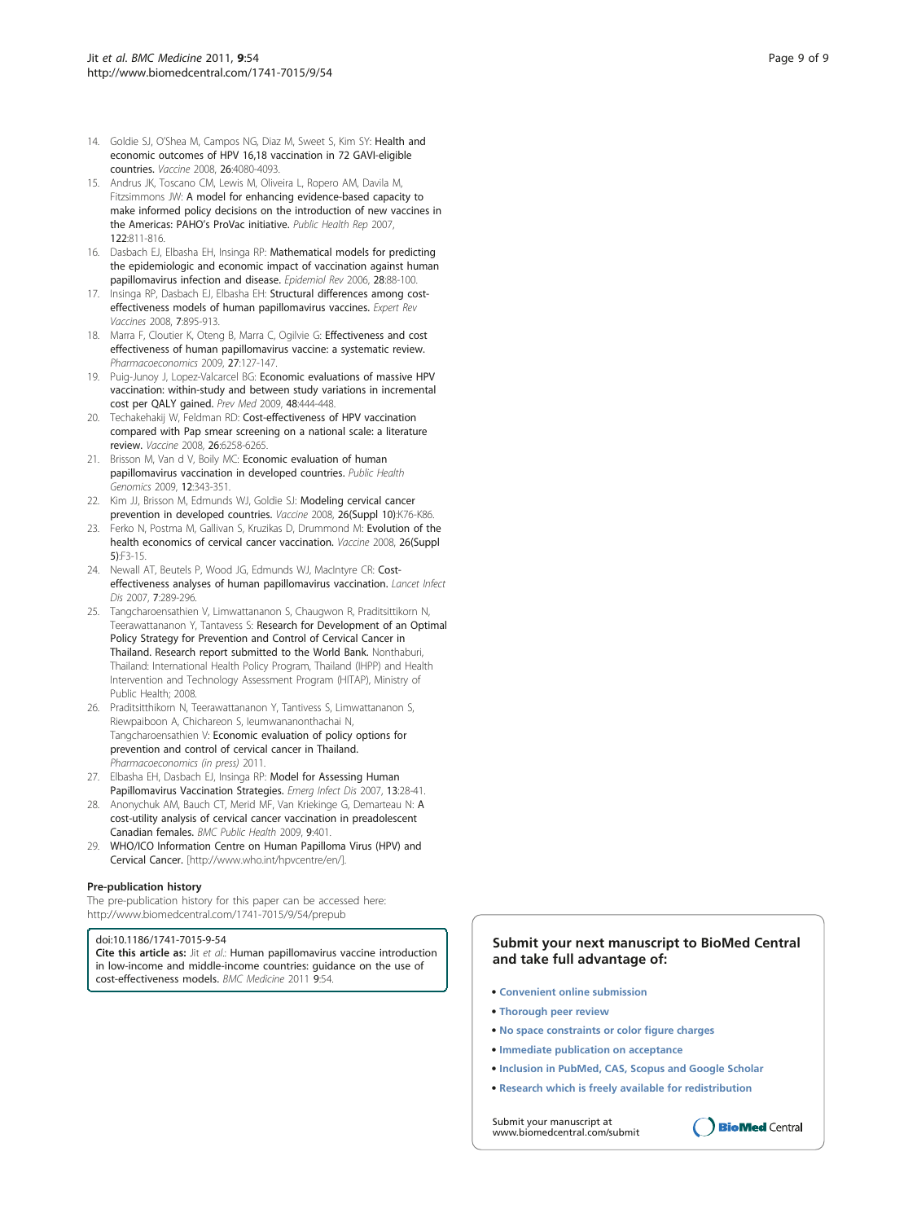14. Goldie SJ, O'Shea M, Campos NG, Diaz M, Sweet S, Kim SY: **Health and economic outcomes of HPV 16,18 vaccination in 72 GAVI-eligible countries.** *Vaccine* 2008, **26**:4080-4093.
15. Andrus JK, Toscano CM, Lewis M, Oliveira L, Ropero AM, Davila M, Fitzsimmons JW: **A model for enhancing evidence-based capacity to make informed policy decisions on the introduction of new vaccines in the Americas: PAHO's ProVac initiative.** *Public Health Rep* 2007, **122**:811-816.
16. Dasbach EJ, Elbasha EH, Insinga RP: **Mathematical models for predicting the epidemiologic and economic impact of vaccination against human papillomavirus infection and disease.** *Epidemiol Rev* 2006, **28**:88-100.
17. Insinga RP, Dasbach EJ, Elbasha EH: **Structural differences among cost-effectiveness models of human papillomavirus vaccines.** *Expert Rev Vaccines* 2008, **7**:895-913.
18. Marra F, Cloutier K, Oteng B, Marra C, Ogilvie G: **Effectiveness and cost effectiveness of human papillomavirus vaccine: a systematic review.** *Pharmacoeconomics* 2009, **27**:127-147.
19. Puig-Junoy J, Lopez-Valcarcel BG: **Economic evaluations of massive HPV vaccination: within-study and between study variations in incremental cost per QALY gained.** *Prev Med* 2009, **48**:444-448.
20. Techakehakij W, Feldman RD: **Cost-effectiveness of HPV vaccination compared with Pap smear screening on a national scale: a literature review.** *Vaccine* 2008, **26**:6258-6265.
21. Brisson M, Van d V, Boily MC: **Economic evaluation of human papillomavirus vaccination in developed countries.** *Public Health Genomics* 2009, **12**:343-351.
22. Kim JJ, Brisson M, Edmunds WJ, Goldie SJ: **Modeling cervical cancer prevention in developed countries.** *Vaccine* 2008, **26(Suppl 10)**:K76-K86.
23. Ferko N, Postma M, Gallivan S, Kruzikas D, Drummond M: **Evolution of the health economics of cervical cancer vaccination.** *Vaccine* 2008, **26(Suppl 5)**:F3-15.
24. Newall AT, Beutels P, Wood JG, Edmunds WJ, MacIntyre CR: **Cost-effectiveness analyses of human papillomavirus vaccination.** *Lancet Infect Dis* 2007, **7**:289-296.
25. Tangcharoensathien V, Limwattananon S, Chaugwon R, Praditsittikorn N, Teerawattananon Y, Tantavess S: **Research for Development of an Optimal Policy Strategy for Prevention and Control of Cervical Cancer in Thailand. Research report submitted to the World Bank.** Nonthaburi, Thailand: International Health Policy Program, Thailand (IHPP) and Health Intervention and Technology Assessment Program (HITAP), Ministry of Public Health; 2008.
26. Praditsitthikorn N, Teerawattananon Y, Tantivess S, Limwattananon S, Riewpaiboon A, Chichareon S, Ieumwananonthachai N, Tangcharoensathien V: **Economic evaluation of policy options for prevention and control of cervical cancer in Thailand.** *Pharmacoeconomics (in press)* 2011.
27. Elbasha EH, Dasbach EJ, Insinga RP: **Model for Assessing Human Papillomavirus Vaccination Strategies.** *Emerg Infect Dis* 2007, **13**:28-41.
28. Anonychuk AM, Bauch CT, Merid MF, Van Kriekinge G, Demarteau N: **A cost-utility analysis of cervical cancer vaccination in preadolescent Canadian females.** *BMC Public Health* 2009, **9**:401.
29. WHO/ICO Information Centre on Human Papilloma Virus (HPV) and Cervical Cancer. [http://www.who.int/hpvcentre/en/].

### Pre-publication history

The pre-publication history for this paper can be accessed here:
http://www.biomedcentral.com/1741-7015/9/54/prepub

doi:10.1186/1741-7015-9-54

**Cite this article as:** Jit *et al.*: Human papillomavirus vaccine introduction in low-income and middle-income countries: guidance on the use of cost-effectiveness models. *BMC Medicine* 2011 **9**:54.

**Submit your next manuscript to BioMed Central and take full advantage of:**

- **Convenient online submission**
- **Thorough peer review**
- **No space constraints or color figure charges**
- **Immediate publication on acceptance**
- **Inclusion in PubMed, CAS, Scopus and Google Scholar**
- **Research which is freely available for redistribution**

Submit your manuscript at
www.biomedcentral.com/submit

BioMed Central